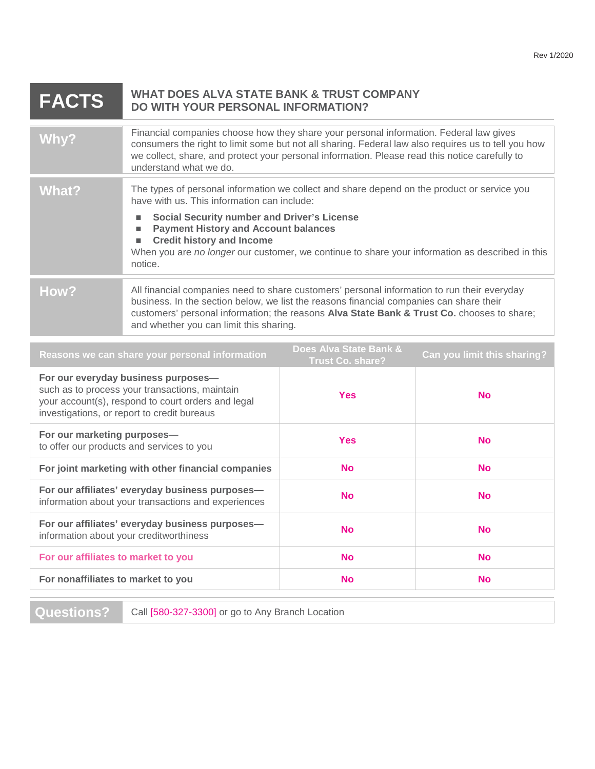Rev 1/2020

# FACTS — WHAT DOES ALVA STATE BANK & TRUST COMPANY DO WITH YOUR PERSONAL INFORMATION?

## Why?

Financial companies choose how they share your personal information. Federal law gives consumers the right to limit some but not all sharing. Federal law also requires us to tell you how we collect, share, and protect your personal information. Please read this notice carefully to understand what we do.

## What?

The types of personal information we collect and share depend on the product or service you have with us. This information can include:

- **Social Security number and Driver's License**
- **Payment History and Account balances**
- **Credit history and Income**

When you are *no longer* our customer, we continue to share your information as described in this notice.

## How?

All financial companies need to share customers' personal information to run their everyday business. In the section below, we list the reasons financial companies can share their customers' personal information; the reasons **Alva State Bank & Trust Co.** chooses to share; and whether you can limit this sharing.

| Reasons we can share your personal information | Does Alva State Bank & Trust Co. share? | Can you limit this sharing? |
|---|---|---|
| **For our everyday business purposes—** such as to process your transactions, maintain your account(s), respond to court orders and legal investigations, or report to credit bureaus | Yes | No |
| **For our marketing purposes—** to offer our products and services to you | Yes | No |
| **For joint marketing with other financial companies** | No | No |
| **For our affiliates' everyday business purposes—** information about your transactions and experiences | No | No |
| **For our affiliates' everyday business purposes—** information about your creditworthiness | No | No |
| **For our affiliates to market to you** | No | No |
| **For nonaffiliates to market to you** | No | No |

## Questions?

Call [580-327-3300] or go to Any Branch Location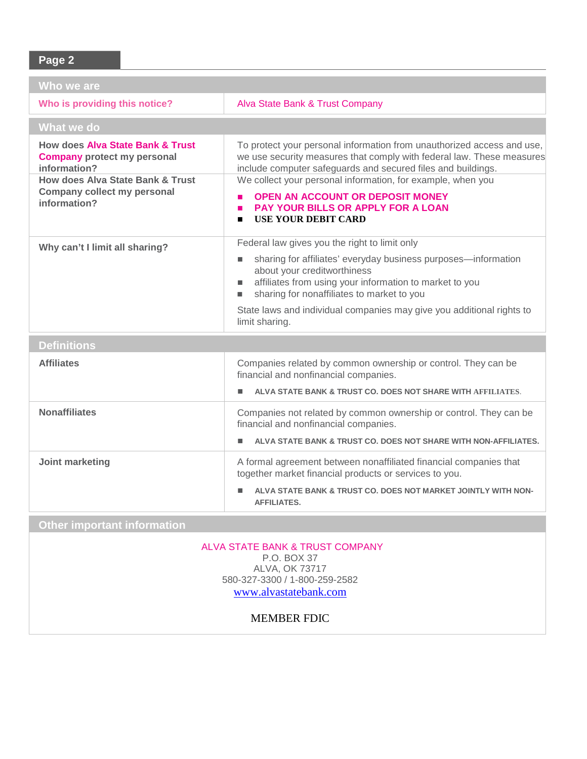## Page 2

| Who we are | |
|---|---|
| **Who is providing this notice?** | Alva State Bank & Trust Company |

| What we do | |
|---|---|
| **How does Alva State Bank & Trust Company protect my personal information?** | To protect your personal information from unauthorized access and use, we use security measures that comply with federal law. These measures include computer safeguards and secured files and buildings. |
| **How does Alva State Bank & Trust Company collect my personal information?** | We collect your personal information, for example, when you<br>■ **OPEN AN ACCOUNT OR DEPOSIT MONEY**<br>■ **PAY YOUR BILLS OR APPLY FOR A LOAN**<br>■ **USE YOUR DEBIT CARD** |
| **Why can't I limit all sharing?** | Federal law gives you the right to limit only<br>■ sharing for affiliates' everyday business purposes—information about your creditworthiness<br>■ affiliates from using your information to market to you<br>■ sharing for nonaffiliates to market to you<br>State laws and individual companies may give you additional rights to limit sharing. |

| Definitions | |
|---|---|
| **Affiliates** | Companies related by common ownership or control. They can be financial and nonfinancial companies.<br>■ **ALVA STATE BANK & TRUST CO. DOES NOT SHARE WITH AFFILIATES.** |
| **Nonaffiliates** | Companies not related by common ownership or control. They can be financial and nonfinancial companies.<br>■ **ALVA STATE BANK & TRUST CO. DOES NOT SHARE WITH NON-AFFILIATES.** |
| **Joint marketing** | A formal agreement between nonaffiliated financial companies that together market financial products or services to you.<br>■ **ALVA STATE BANK & TRUST CO. DOES NOT MARKET JOINTLY WITH NON-AFFILIATES.** |

## Other important information

ALVA STATE BANK & TRUST COMPANY
P.O. BOX 37
ALVA, OK 73717
580-327-3300 / 1-800-259-2582
www.alvastatebank.com

MEMBER FDIC